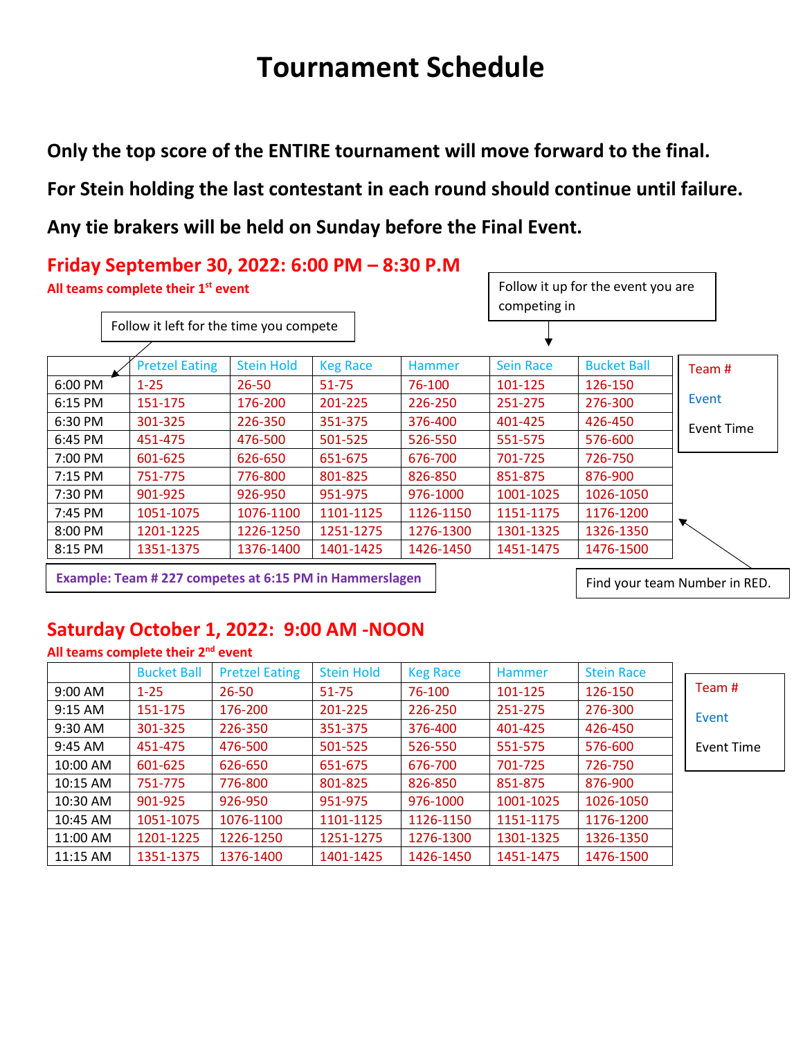# Tournament Schedule

**Only the top score of the ENTIRE tournament will move forward to the final.**

**For Stein holding the last contestant in each round should continue until failure.**

**Any tie brakers will be held on Sunday before the Final Event.**

## Friday September 30, 2022: 6:00 PM – 8:30 P.M

**All teams complete their 1st event**

Follow it left for the time you compete

Follow it up for the event you are competing in

| | Pretzel Eating | Stein Hold | Keg Race | Hammer | Sein Race | Bucket Ball |
|---|---|---|---|---|---|---|
| 6:00 PM | 1-25 | 26-50 | 51-75 | 76-100 | 101-125 | 126-150 |
| 6:15 PM | 151-175 | 176-200 | 201-225 | 226-250 | 251-275 | 276-300 |
| 6:30 PM | 301-325 | 226-350 | 351-375 | 376-400 | 401-425 | 426-450 |
| 6:45 PM | 451-475 | 476-500 | 501-525 | 526-550 | 551-575 | 576-600 |
| 7:00 PM | 601-625 | 626-650 | 651-675 | 676-700 | 701-725 | 726-750 |
| 7:15 PM | 751-775 | 776-800 | 801-825 | 826-850 | 851-875 | 876-900 |
| 7:30 PM | 901-925 | 926-950 | 951-975 | 976-1000 | 1001-1025 | 1026-1050 |
| 7:45 PM | 1051-1075 | 1076-1100 | 1101-1125 | 1126-1150 | 1151-1175 | 1176-1200 |
| 8:00 PM | 1201-1225 | 1226-1250 | 1251-1275 | 1276-1300 | 1301-1325 | 1326-1350 |
| 8:15 PM | 1351-1375 | 1376-1400 | 1401-1425 | 1426-1450 | 1451-1475 | 1476-1500 |

Team #

Event

Event Time

**Example: Team # 227 competes at 6:15 PM in Hammerslagen**

Find your team Number in RED.

## Saturday October 1, 2022: 9:00 AM -NOON

**All teams complete their 2nd event**

| | Bucket Ball | Pretzel Eating | Stein Hold | Keg Race | Hammer | Stein Race |
|---|---|---|---|---|---|---|
| 9:00 AM | 1-25 | 26-50 | 51-75 | 76-100 | 101-125 | 126-150 |
| 9:15 AM | 151-175 | 176-200 | 201-225 | 226-250 | 251-275 | 276-300 |
| 9:30 AM | 301-325 | 226-350 | 351-375 | 376-400 | 401-425 | 426-450 |
| 9:45 AM | 451-475 | 476-500 | 501-525 | 526-550 | 551-575 | 576-600 |
| 10:00 AM | 601-625 | 626-650 | 651-675 | 676-700 | 701-725 | 726-750 |
| 10:15 AM | 751-775 | 776-800 | 801-825 | 826-850 | 851-875 | 876-900 |
| 10:30 AM | 901-925 | 926-950 | 951-975 | 976-1000 | 1001-1025 | 1026-1050 |
| 10:45 AM | 1051-1075 | 1076-1100 | 1101-1125 | 1126-1150 | 1151-1175 | 1176-1200 |
| 11:00 AM | 1201-1225 | 1226-1250 | 1251-1275 | 1276-1300 | 1301-1325 | 1326-1350 |
| 11:15 AM | 1351-1375 | 1376-1400 | 1401-1425 | 1426-1450 | 1451-1475 | 1476-1500 |

Team #

Event

Event Time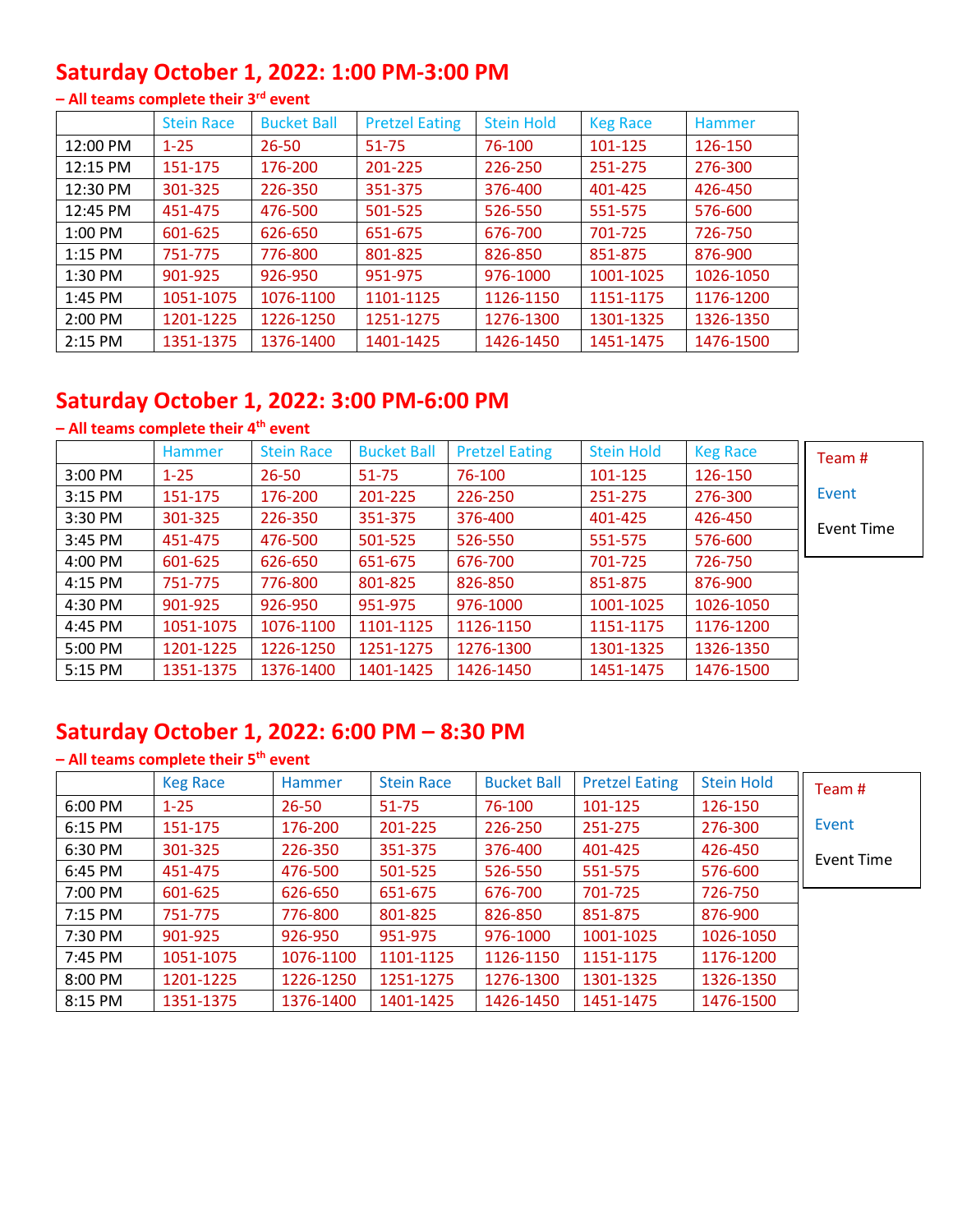## Saturday October 1, 2022: 1:00 PM-3:00 PM

**– All teams complete their 3rd event**

| | Stein Race | Bucket Ball | Pretzel Eating | Stein Hold | Keg Race | Hammer |
|---|---|---|---|---|---|---|
| 12:00 PM | 1-25 | 26-50 | 51-75 | 76-100 | 101-125 | 126-150 |
| 12:15 PM | 151-175 | 176-200 | 201-225 | 226-250 | 251-275 | 276-300 |
| 12:30 PM | 301-325 | 226-350 | 351-375 | 376-400 | 401-425 | 426-450 |
| 12:45 PM | 451-475 | 476-500 | 501-525 | 526-550 | 551-575 | 576-600 |
| 1:00 PM | 601-625 | 626-650 | 651-675 | 676-700 | 701-725 | 726-750 |
| 1:15 PM | 751-775 | 776-800 | 801-825 | 826-850 | 851-875 | 876-900 |
| 1:30 PM | 901-925 | 926-950 | 951-975 | 976-1000 | 1001-1025 | 1026-1050 |
| 1:45 PM | 1051-1075 | 1076-1100 | 1101-1125 | 1126-1150 | 1151-1175 | 1176-1200 |
| 2:00 PM | 1201-1225 | 1226-1250 | 1251-1275 | 1276-1300 | 1301-1325 | 1326-1350 |
| 2:15 PM | 1351-1375 | 1376-1400 | 1401-1425 | 1426-1450 | 1451-1475 | 1476-1500 |

## Saturday October 1, 2022: 3:00 PM-6:00 PM

**– All teams complete their 4th event**

| | Hammer | Stein Race | Bucket Ball | Pretzel Eating | Stein Hold | Keg Race |
|---|---|---|---|---|---|---|
| 3:00 PM | 1-25 | 26-50 | 51-75 | 76-100 | 101-125 | 126-150 |
| 3:15 PM | 151-175 | 176-200 | 201-225 | 226-250 | 251-275 | 276-300 |
| 3:30 PM | 301-325 | 226-350 | 351-375 | 376-400 | 401-425 | 426-450 |
| 3:45 PM | 451-475 | 476-500 | 501-525 | 526-550 | 551-575 | 576-600 |
| 4:00 PM | 601-625 | 626-650 | 651-675 | 676-700 | 701-725 | 726-750 |
| 4:15 PM | 751-775 | 776-800 | 801-825 | 826-850 | 851-875 | 876-900 |
| 4:30 PM | 901-925 | 926-950 | 951-975 | 976-1000 | 1001-1025 | 1026-1050 |
| 4:45 PM | 1051-1075 | 1076-1100 | 1101-1125 | 1126-1150 | 1151-1175 | 1176-1200 |
| 5:00 PM | 1201-1225 | 1226-1250 | 1251-1275 | 1276-1300 | 1301-1325 | 1326-1350 |
| 5:15 PM | 1351-1375 | 1376-1400 | 1401-1425 | 1426-1450 | 1451-1475 | 1476-1500 |

Team #

Event

Event Time

## Saturday October 1, 2022: 6:00 PM – 8:30 PM

**– All teams complete their 5th event**

| | Keg Race | Hammer | Stein Race | Bucket Ball | Pretzel Eating | Stein Hold |
|---|---|---|---|---|---|---|
| 6:00 PM | 1-25 | 26-50 | 51-75 | 76-100 | 101-125 | 126-150 |
| 6:15 PM | 151-175 | 176-200 | 201-225 | 226-250 | 251-275 | 276-300 |
| 6:30 PM | 301-325 | 226-350 | 351-375 | 376-400 | 401-425 | 426-450 |
| 6:45 PM | 451-475 | 476-500 | 501-525 | 526-550 | 551-575 | 576-600 |
| 7:00 PM | 601-625 | 626-650 | 651-675 | 676-700 | 701-725 | 726-750 |
| 7:15 PM | 751-775 | 776-800 | 801-825 | 826-850 | 851-875 | 876-900 |
| 7:30 PM | 901-925 | 926-950 | 951-975 | 976-1000 | 1001-1025 | 1026-1050 |
| 7:45 PM | 1051-1075 | 1076-1100 | 1101-1125 | 1126-1150 | 1151-1175 | 1176-1200 |
| 8:00 PM | 1201-1225 | 1226-1250 | 1251-1275 | 1276-1300 | 1301-1325 | 1326-1350 |
| 8:15 PM | 1351-1375 | 1376-1400 | 1401-1425 | 1426-1450 | 1451-1475 | 1476-1500 |

Team #

Event

Event Time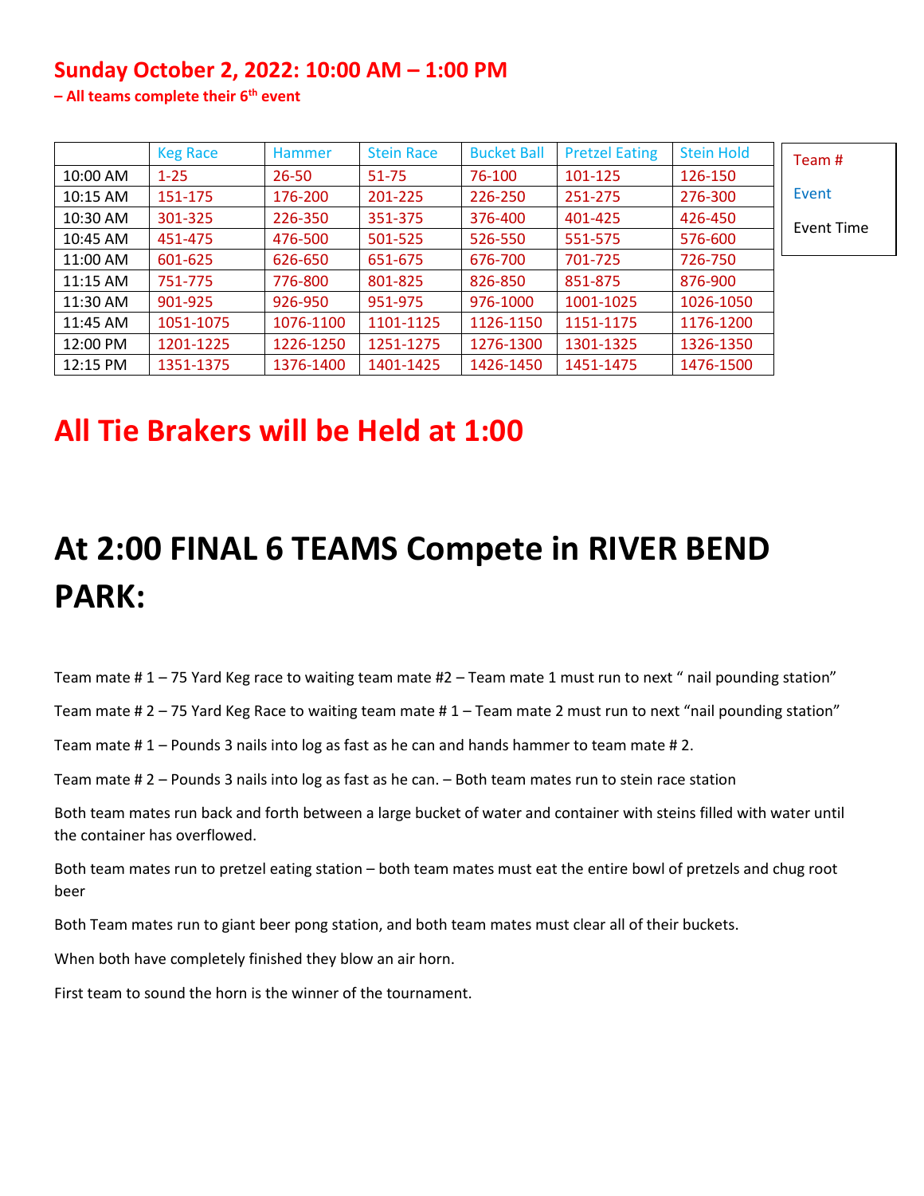## Sunday October 2, 2022: 10:00 AM – 1:00 PM

**– All teams complete their 6th event**

| | Keg Race | Hammer | Stein Race | Bucket Ball | Pretzel Eating | Stein Hold |
|---|---|---|---|---|---|---|
| 10:00 AM | 1-25 | 26-50 | 51-75 | 76-100 | 101-125 | 126-150 |
| 10:15 AM | 151-175 | 176-200 | 201-225 | 226-250 | 251-275 | 276-300 |
| 10:30 AM | 301-325 | 226-350 | 351-375 | 376-400 | 401-425 | 426-450 |
| 10:45 AM | 451-475 | 476-500 | 501-525 | 526-550 | 551-575 | 576-600 |
| 11:00 AM | 601-625 | 626-650 | 651-675 | 676-700 | 701-725 | 726-750 |
| 11:15 AM | 751-775 | 776-800 | 801-825 | 826-850 | 851-875 | 876-900 |
| 11:30 AM | 901-925 | 926-950 | 951-975 | 976-1000 | 1001-1025 | 1026-1050 |
| 11:45 AM | 1051-1075 | 1076-1100 | 1101-1125 | 1126-1150 | 1151-1175 | 1176-1200 |
| 12:00 PM | 1201-1225 | 1226-1250 | 1251-1275 | 1276-1300 | 1301-1325 | 1326-1350 |
| 12:15 PM | 1351-1375 | 1376-1400 | 1401-1425 | 1426-1450 | 1451-1475 | 1476-1500 |

Team #

Event

Event Time

# All Tie Brakers will be Held at 1:00

# At 2:00 FINAL 6 TEAMS Compete in RIVER BEND PARK:

Team mate # 1 – 75 Yard Keg race to waiting team mate #2 – Team mate 1 must run to next " nail pounding station"

Team mate # 2 – 75 Yard Keg Race to waiting team mate # 1 – Team mate 2 must run to next "nail pounding station"

Team mate # 1 – Pounds 3 nails into log as fast as he can and hands hammer to team mate # 2.

Team mate # 2 – Pounds 3 nails into log as fast as he can. – Both team mates run to stein race station

Both team mates run back and forth between a large bucket of water and container with steins filled with water until the container has overflowed.

Both team mates run to pretzel eating station – both team mates must eat the entire bowl of pretzels and chug root beer

Both Team mates run to giant beer pong station, and both team mates must clear all of their buckets.

When both have completely finished they blow an air horn.

First team to sound the horn is the winner of the tournament.